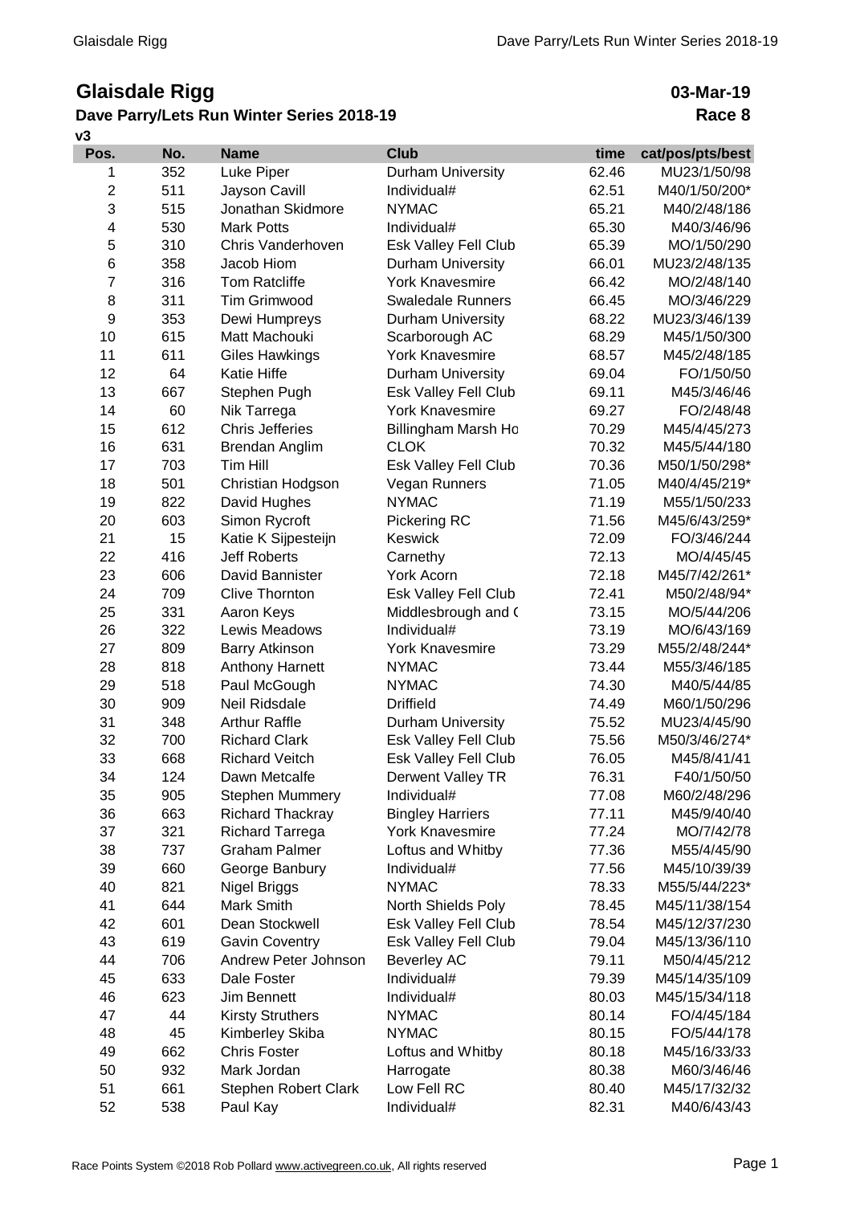# Glaisdale Rigg

**03-Mar-19**

## Dave Parry/Lets Run Winter Series 2018-19

**Race 8**

**v3**

| Pos. | No. | Name | Club | time | cat/pos/pts/best |
|---|---|---|---|---|---|
| 1 | 352 | Luke Piper | Durham University | 62.46 | MU23/1/50/98 |
| 2 | 511 | Jayson Cavill | Individual# | 62.51 | M40/1/50/200* |
| 3 | 515 | Jonathan Skidmore | NYMAC | 65.21 | M40/2/48/186 |
| 4 | 530 | Mark Potts | Individual# | 65.30 | M40/3/46/96 |
| 5 | 310 | Chris Vanderhoven | Esk Valley Fell Club | 65.39 | MO/1/50/290 |
| 6 | 358 | Jacob Hiom | Durham University | 66.01 | MU23/2/48/135 |
| 7 | 316 | Tom Ratcliffe | York Knavesmire | 66.42 | MO/2/48/140 |
| 8 | 311 | Tim Grimwood | Swaledale Runners | 66.45 | MO/3/46/229 |
| 9 | 353 | Dewi Humpreys | Durham University | 68.22 | MU23/3/46/139 |
| 10 | 615 | Matt Machouki | Scarborough AC | 68.29 | M45/1/50/300 |
| 11 | 611 | Giles Hawkings | York Knavesmire | 68.57 | M45/2/48/185 |
| 12 | 64 | Katie Hiffe | Durham University | 69.04 | FO/1/50/50 |
| 13 | 667 | Stephen Pugh | Esk Valley Fell Club | 69.11 | M45/3/46/46 |
| 14 | 60 | Nik Tarrega | York Knavesmire | 69.27 | FO/2/48/48 |
| 15 | 612 | Chris Jefferies | Billingham Marsh Ho | 70.29 | M45/4/45/273 |
| 16 | 631 | Brendan Anglim | CLOK | 70.32 | M45/5/44/180 |
| 17 | 703 | Tim Hill | Esk Valley Fell Club | 70.36 | M50/1/50/298* |
| 18 | 501 | Christian Hodgson | Vegan Runners | 71.05 | M40/4/45/219* |
| 19 | 822 | David Hughes | NYMAC | 71.19 | M55/1/50/233 |
| 20 | 603 | Simon Rycroft | Pickering RC | 71.56 | M45/6/43/259* |
| 21 | 15 | Katie K Sijpesteijn | Keswick | 72.09 | FO/3/46/244 |
| 22 | 416 | Jeff Roberts | Carnethy | 72.13 | MO/4/45/45 |
| 23 | 606 | David Bannister | York Acorn | 72.18 | M45/7/42/261* |
| 24 | 709 | Clive Thornton | Esk Valley Fell Club | 72.41 | M50/2/48/94* |
| 25 | 331 | Aaron Keys | Middlesbrough and ( | 73.15 | MO/5/44/206 |
| 26 | 322 | Lewis Meadows | Individual# | 73.19 | MO/6/43/169 |
| 27 | 809 | Barry Atkinson | York Knavesmire | 73.29 | M55/2/48/244* |
| 28 | 818 | Anthony Harnett | NYMAC | 73.44 | M55/3/46/185 |
| 29 | 518 | Paul McGough | NYMAC | 74.30 | M40/5/44/85 |
| 30 | 909 | Neil Ridsdale | Driffield | 74.49 | M60/1/50/296 |
| 31 | 348 | Arthur Raffle | Durham University | 75.52 | MU23/4/45/90 |
| 32 | 700 | Richard Clark | Esk Valley Fell Club | 75.56 | M50/3/46/274* |
| 33 | 668 | Richard Veitch | Esk Valley Fell Club | 76.05 | M45/8/41/41 |
| 34 | 124 | Dawn Metcalfe | Derwent Valley TR | 76.31 | F40/1/50/50 |
| 35 | 905 | Stephen Mummery | Individual# | 77.08 | M60/2/48/296 |
| 36 | 663 | Richard Thackray | Bingley Harriers | 77.11 | M45/9/40/40 |
| 37 | 321 | Richard Tarrega | York Knavesmire | 77.24 | MO/7/42/78 |
| 38 | 737 | Graham Palmer | Loftus and Whitby | 77.36 | M55/4/45/90 |
| 39 | 660 | George Banbury | Individual# | 77.56 | M45/10/39/39 |
| 40 | 821 | Nigel Briggs | NYMAC | 78.33 | M55/5/44/223* |
| 41 | 644 | Mark Smith | North Shields Poly | 78.45 | M45/11/38/154 |
| 42 | 601 | Dean Stockwell | Esk Valley Fell Club | 78.54 | M45/12/37/230 |
| 43 | 619 | Gavin Coventry | Esk Valley Fell Club | 79.04 | M45/13/36/110 |
| 44 | 706 | Andrew Peter Johnson | Beverley AC | 79.11 | M50/4/45/212 |
| 45 | 633 | Dale Foster | Individual# | 79.39 | M45/14/35/109 |
| 46 | 623 | Jim Bennett | Individual# | 80.03 | M45/15/34/118 |
| 47 | 44 | Kirsty Struthers | NYMAC | 80.14 | FO/4/45/184 |
| 48 | 45 | Kimberley Skiba | NYMAC | 80.15 | FO/5/44/178 |
| 49 | 662 | Chris Foster | Loftus and Whitby | 80.18 | M45/16/33/33 |
| 50 | 932 | Mark Jordan | Harrogate | 80.38 | M60/3/46/46 |
| 51 | 661 | Stephen Robert Clark | Low Fell RC | 80.40 | M45/17/32/32 |
| 52 | 538 | Paul Kay | Individual# | 82.31 | M40/6/43/43 |

Race Points System ©2018 Rob Pollard www.activegreen.co.uk, All rights reserved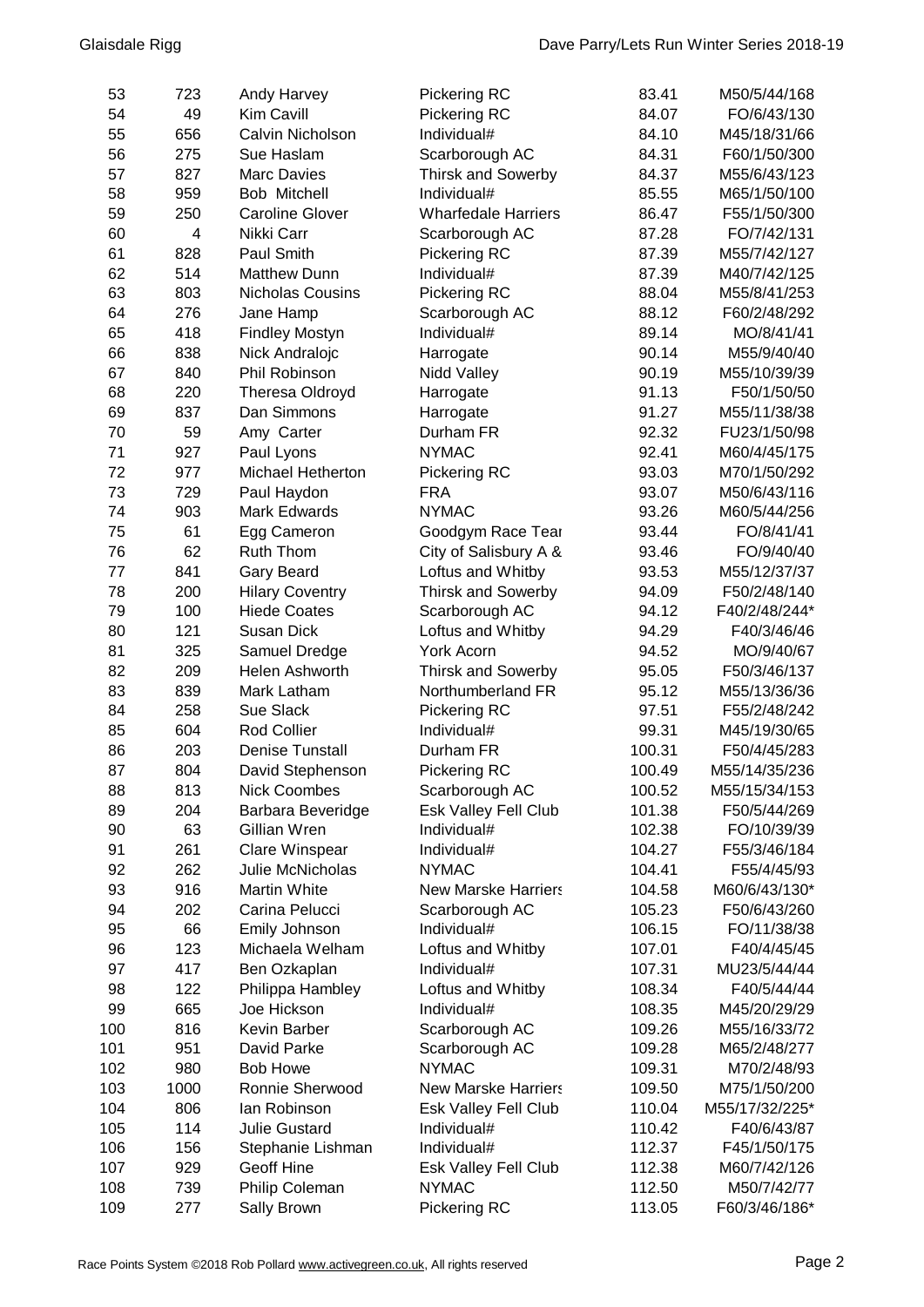| | | | | | |
|---|---|---|---|---|---|
| 53 | 723 | Andy Harvey | Pickering RC | 83.41 | M50/5/44/168 |
| 54 | 49 | Kim Cavill | Pickering RC | 84.07 | FO/6/43/130 |
| 55 | 656 | Calvin Nicholson | Individual# | 84.10 | M45/18/31/66 |
| 56 | 275 | Sue Haslam | Scarborough AC | 84.31 | F60/1/50/300 |
| 57 | 827 | Marc Davies | Thirsk and Sowerby | 84.37 | M55/6/43/123 |
| 58 | 959 | Bob Mitchell | Individual# | 85.55 | M65/1/50/100 |
| 59 | 250 | Caroline Glover | Wharfedale Harriers | 86.47 | F55/1/50/300 |
| 60 | 4 | Nikki Carr | Scarborough AC | 87.28 | FO/7/42/131 |
| 61 | 828 | Paul Smith | Pickering RC | 87.39 | M55/7/42/127 |
| 62 | 514 | Matthew Dunn | Individual# | 87.39 | M40/7/42/125 |
| 63 | 803 | Nicholas Cousins | Pickering RC | 88.04 | M55/8/41/253 |
| 64 | 276 | Jane Hamp | Scarborough AC | 88.12 | F60/2/48/292 |
| 65 | 418 | Findley Mostyn | Individual# | 89.14 | MO/8/41/41 |
| 66 | 838 | Nick Andralojc | Harrogate | 90.14 | M55/9/40/40 |
| 67 | 840 | Phil Robinson | Nidd Valley | 90.19 | M55/10/39/39 |
| 68 | 220 | Theresa Oldroyd | Harrogate | 91.13 | F50/1/50/50 |
| 69 | 837 | Dan Simmons | Harrogate | 91.27 | M55/11/38/38 |
| 70 | 59 | Amy Carter | Durham FR | 92.32 | FU23/1/50/98 |
| 71 | 927 | Paul Lyons | NYMAC | 92.41 | M60/4/45/175 |
| 72 | 977 | Michael Hetherton | Pickering RC | 93.03 | M70/1/50/292 |
| 73 | 729 | Paul Haydon | FRA | 93.07 | M50/6/43/116 |
| 74 | 903 | Mark Edwards | NYMAC | 93.26 | M60/5/44/256 |
| 75 | 61 | Egg Cameron | Goodgym Race Tear | 93.44 | FO/8/41/41 |
| 76 | 62 | Ruth Thom | City of Salisbury A & | 93.46 | FO/9/40/40 |
| 77 | 841 | Gary Beard | Loftus and Whitby | 93.53 | M55/12/37/37 |
| 78 | 200 | Hilary Coventry | Thirsk and Sowerby | 94.09 | F50/2/48/140 |
| 79 | 100 | Hiede Coates | Scarborough AC | 94.12 | F40/2/48/244* |
| 80 | 121 | Susan Dick | Loftus and Whitby | 94.29 | F40/3/46/46 |
| 81 | 325 | Samuel Dredge | York Acorn | 94.52 | MO/9/40/67 |
| 82 | 209 | Helen Ashworth | Thirsk and Sowerby | 95.05 | F50/3/46/137 |
| 83 | 839 | Mark Latham | Northumberland FR | 95.12 | M55/13/36/36 |
| 84 | 258 | Sue Slack | Pickering RC | 97.51 | F55/2/48/242 |
| 85 | 604 | Rod Collier | Individual# | 99.31 | M45/19/30/65 |
| 86 | 203 | Denise Tunstall | Durham FR | 100.31 | F50/4/45/283 |
| 87 | 804 | David Stephenson | Pickering RC | 100.49 | M55/14/35/236 |
| 88 | 813 | Nick Coombes | Scarborough AC | 100.52 | M55/15/34/153 |
| 89 | 204 | Barbara Beveridge | Esk Valley Fell Club | 101.38 | F50/5/44/269 |
| 90 | 63 | Gillian Wren | Individual# | 102.38 | FO/10/39/39 |
| 91 | 261 | Clare Winspear | Individual# | 104.27 | F55/3/46/184 |
| 92 | 262 | Julie McNicholas | NYMAC | 104.41 | F55/4/45/93 |
| 93 | 916 | Martin White | New Marske Harriers | 104.58 | M60/6/43/130* |
| 94 | 202 | Carina Pelucci | Scarborough AC | 105.23 | F50/6/43/260 |
| 95 | 66 | Emily Johnson | Individual# | 106.15 | FO/11/38/38 |
| 96 | 123 | Michaela Welham | Loftus and Whitby | 107.01 | F40/4/45/45 |
| 97 | 417 | Ben Ozkaplan | Individual# | 107.31 | MU23/5/44/44 |
| 98 | 122 | Philippa Hambley | Loftus and Whitby | 108.34 | F40/5/44/44 |
| 99 | 665 | Joe Hickson | Individual# | 108.35 | M45/20/29/29 |
| 100 | 816 | Kevin Barber | Scarborough AC | 109.26 | M55/16/33/72 |
| 101 | 951 | David Parke | Scarborough AC | 109.28 | M65/2/48/277 |
| 102 | 980 | Bob Howe | NYMAC | 109.31 | M70/2/48/93 |
| 103 | 1000 | Ronnie Sherwood | New Marske Harriers | 109.50 | M75/1/50/200 |
| 104 | 806 | Ian Robinson | Esk Valley Fell Club | 110.04 | M55/17/32/225* |
| 105 | 114 | Julie Gustard | Individual# | 110.42 | F40/6/43/87 |
| 106 | 156 | Stephanie Lishman | Individual# | 112.37 | F45/1/50/175 |
| 107 | 929 | Geoff Hine | Esk Valley Fell Club | 112.38 | M60/7/42/126 |
| 108 | 739 | Philip Coleman | NYMAC | 112.50 | M50/7/42/77 |
| 109 | 277 | Sally Brown | Pickering RC | 113.05 | F60/3/46/186* |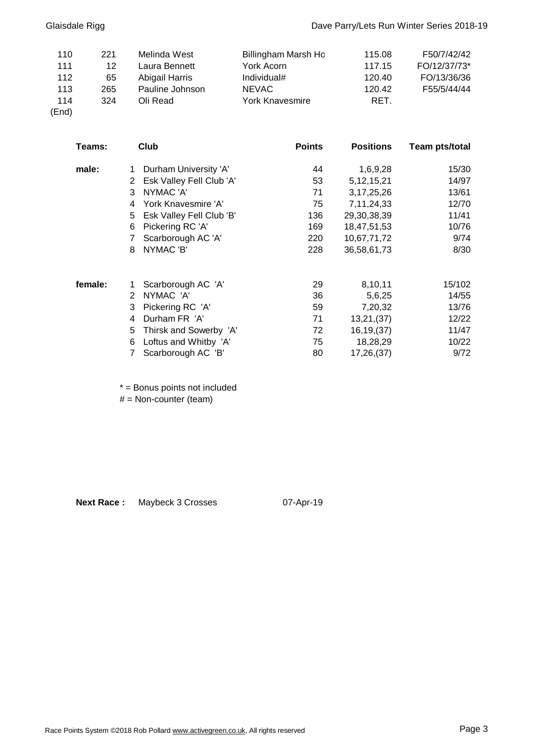| | | | | | |
|---|---|---|---|---|---|
| 110 | 221 | Melinda West | Billingham Marsh Ho | 115.08 | F50/7/42/42 |
| 111 | 12 | Laura Bennett | York Acorn | 117.15 | FO/12/37/73* |
| 112 | 65 | Abigail Harris | Individual# | 120.40 | FO/13/36/36 |
| 113 | 265 | Pauline Johnson | NEVAC | 120.42 | F55/5/44/44 |
| 114 | 324 | Oli Read | York Knavesmire | RET. | |
| (End) | | | | | |

| Teams: | | Club | Points | Positions | Team pts/total |
|---|---|---|---|---|---|
| male: | 1 | Durham University 'A' | 44 | 1,6,9,28 | 15/30 |
| | 2 | Esk Valley Fell Club 'A' | 53 | 5,12,15,21 | 14/97 |
| | 3 | NYMAC 'A' | 71 | 3,17,25,26 | 13/61 |
| | 4 | York Knavesmire 'A' | 75 | 7,11,24,33 | 12/70 |
| | 5 | Esk Valley Fell Club 'B' | 136 | 29,30,38,39 | 11/41 |
| | 6 | Pickering RC 'A' | 169 | 18,47,51,53 | 10/76 |
| | 7 | Scarborough AC 'A' | 220 | 10,67,71,72 | 9/74 |
| | 8 | NYMAC 'B' | 228 | 36,58,61,73 | 8/30 |
| female: | 1 | Scarborough AC 'A' | 29 | 8,10,11 | 15/102 |
| | 2 | NYMAC 'A' | 36 | 5,6,25 | 14/55 |
| | 3 | Pickering RC 'A' | 59 | 7,20,32 | 13/76 |
| | 4 | Durham FR 'A' | 71 | 13,21,(37) | 12/22 |
| | 5 | Thirsk and Sowerby 'A' | 72 | 16,19,(37) | 11/47 |
| | 6 | Loftus and Whitby 'A' | 75 | 18,28,29 | 10/22 |
| | 7 | Scarborough AC 'B' | 80 | 17,26,(37) | 9/72 |

* = Bonus points not included

# = Non-counter (team)

**Next Race :** Maybeck 3 Crosses 07-Apr-19

Race Points System ©2018 Rob Pollard www.activegreen.co.uk, All rights reserved